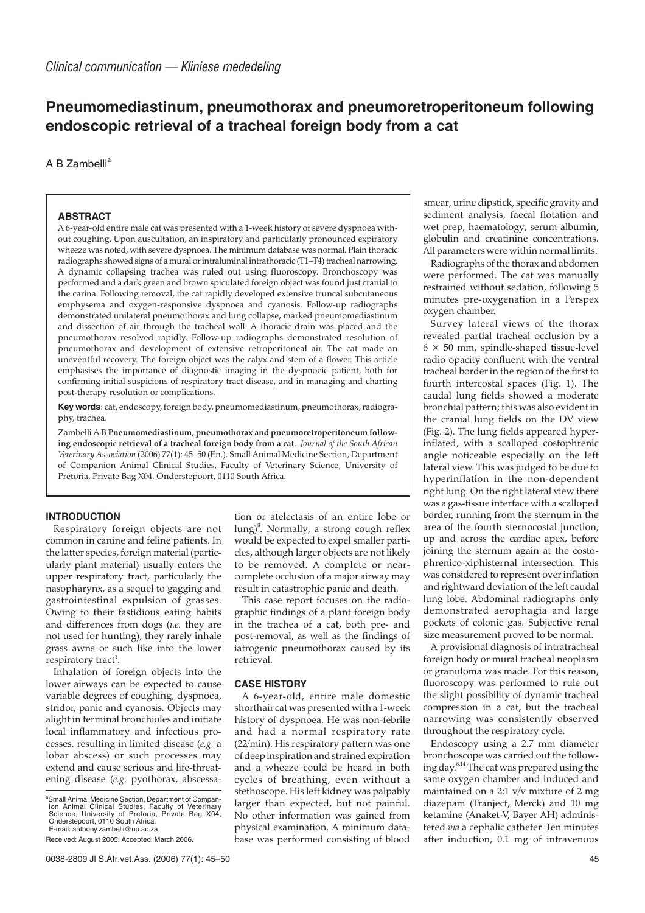*Clinical communication — Kliniese mededeling*

# Pneumomediastinum, pneumothorax and pneumoretroperitoneum following endoscopic retrieval of a tracheal foreign body from a cat

A B Zambelli[a]

## ABSTRACT

A 6-year-old entire male cat was presented with a 1-week history of severe dyspnoea without coughing. Upon auscultation, an inspiratory and particularly pronounced expiratory wheeze was noted, with severe dyspnoea. The minimum database was normal. Plain thoracic radiographs showed signs of a mural or intraluminal intrathoracic (T1–T4) tracheal narrowing. A dynamic collapsing trachea was ruled out using fluoroscopy. Bronchoscopy was performed and a dark green and brown spiculated foreign object was found just cranial to the carina. Following removal, the cat rapidly developed extensive truncal subcutaneous emphysema and oxygen-responsive dyspnoea and cyanosis. Follow-up radiographs demonstrated unilateral pneumothorax and lung collapse, marked pneumomediastinum and dissection of air through the tracheal wall. A thoracic drain was placed and the pneumothorax resolved rapidly. Follow-up radiographs demonstrated resolution of pneumothorax and development of extensive retroperitoneal air. The cat made an uneventful recovery. The foreign object was the calyx and stem of a flower. This article emphasises the importance of diagnostic imaging in the dyspnoeic patient, both for confirming initial suspicions of respiratory tract disease, and in managing and charting post-therapy resolution or complications.

**Key words**: cat, endoscopy, foreign body, pneumomediastinum, pneumothorax, radiography, trachea.

Zambelli A B **Pneumomediastinum, pneumothorax and pneumoretroperitoneum following endoscopic retrieval of a tracheal foreign body from a cat**. *Journal of the South African Veterinary Association* (2006) 77(1): 45–50 (En.). Small Animal Medicine Section, Department of Companion Animal Clinical Studies, Faculty of Veterinary Science, University of Pretoria, Private Bag X04, Onderstepoort, 0110 South Africa.

## INTRODUCTION

Respiratory foreign objects are not common in canine and feline patients. In the latter species, foreign material (particularly plant material) usually enters the upper respiratory tract, particularly the nasopharynx, as a sequel to gagging and gastrointestinal expulsion of grasses. Owing to their fastidious eating habits and differences from dogs (*i.e.* they are not used for hunting), they rarely inhale grass awns or such like into the lower respiratory tract[1].

Inhalation of foreign objects into the lower airways can be expected to cause variable degrees of coughing, dyspnoea, stridor, panic and cyanosis. Objects may alight in terminal bronchioles and initiate local inflammatory and infectious processes, resulting in limited disease (*e.g.* a lobar abscess) or such processes may extend and cause serious and life-threatening disease (*e.g.* pyothorax, abscessation or atelectasis of an entire lobe or lung)[8]. Normally, a strong cough reflex would be expected to expel smaller particles, although larger objects are not likely to be removed. A complete or near-complete occlusion of a major airway may result in catastrophic panic and death.

This case report focuses on the radiographic findings of a plant foreign body in the trachea of a cat, both pre- and post-removal, as well as the findings of iatrogenic pneumothorax caused by its retrieval.

## CASE HISTORY

A 6-year-old, entire male domestic shorthair cat was presented with a 1-week history of dyspnoea. He was non-febrile and had a normal respiratory rate (22/min). His respiratory pattern was one of deep inspiration and strained expiration and a wheeze could be heard in both cycles of breathing, even without a stethoscope. His left kidney was palpably larger than expected, but not painful. No other information was gained from physical examination. A minimum database was performed consisting of blood smear, urine dipstick, specific gravity and sediment analysis, faecal flotation and wet prep, haematology, serum albumin, globulin and creatinine concentrations. All parameters were within normal limits.

Radiographs of the thorax and abdomen were performed. The cat was manually restrained without sedation, following 5 minutes pre-oxygenation in a Perspex oxygen chamber.

Survey lateral views of the thorax revealed partial tracheal occlusion by a $6 \times 50$ mm, spindle-shaped tissue-level radio opacity confluent with the ventral tracheal border in the region of the first to fourth intercostal spaces (Fig. 1). The caudal lung fields showed a moderate bronchial pattern; this was also evident in the cranial lung fields on the DV view (Fig. 2). The lung fields appeared hyperinflated, with a scalloped costophrenic angle noticeable especially on the left lateral view. This was judged to be due to hyperinflation in the non-dependent right lung. On the right lateral view there was a gas-tissue interface with a scalloped border, running from the sternum in the area of the fourth sternocostal junction, up and across the cardiac apex, before joining the sternum again at the costophrenico-xiphisternal intersection. This was considered to represent over inflation and rightward deviation of the left caudal lung lobe. Abdominal radiographs only demonstrated aerophagia and large pockets of colonic gas. Subjective renal size measurement proved to be normal.

A provisional diagnosis of intratracheal foreign body or mural tracheal neoplasm or granuloma was made. For this reason, fluoroscopy was performed to rule out the slight possibility of dynamic tracheal compression in a cat, but the tracheal narrowing was consistently observed throughout the respiratory cycle.

Endoscopy using a 2.7 mm diameter bronchoscope was carried out the following day.[8,14] The cat was prepared using the same oxygen chamber and induced and maintained on a 2:1 v/v mixture of 2 mg diazepam (Tranject, Merck) and 10 mg ketamine (Anaket-V, Bayer AH) administered *via* a cephalic catheter. Ten minutes after induction, 0.1 mg of intravenous

---

[a]Small Animal Medicine Section, Department of Companion Animal Clinical Studies, Faculty of Veterinary Science, University of Pretoria, Private Bag X04, Onderstepoort, 0110 South Africa.
E-mail: anthony.zambelli@up.ac.za

Received: August 2005. Accepted: March 2006.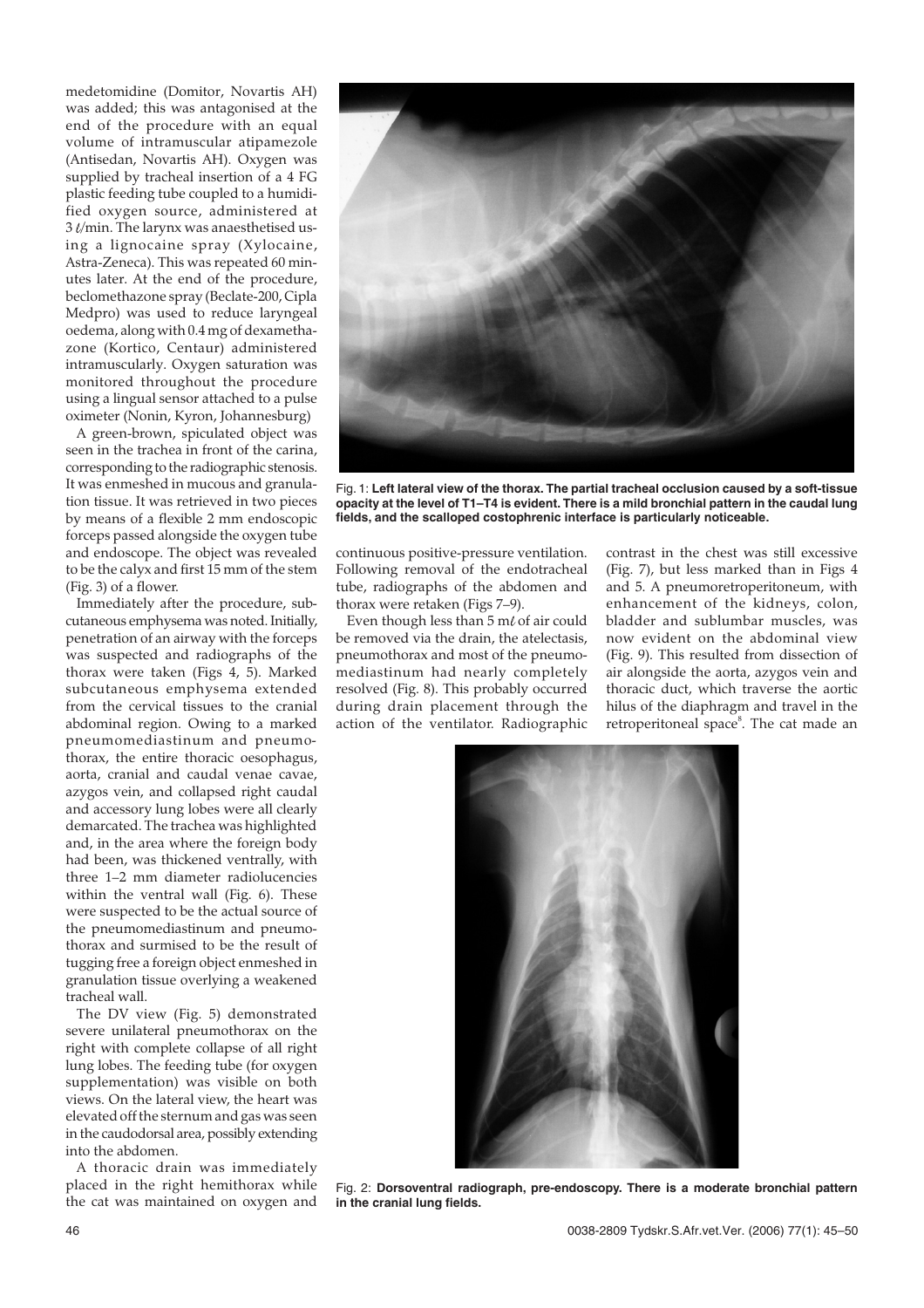medetomidine (Domitor, Novartis AH) was added; this was antagonised at the end of the procedure with an equal volume of intramuscular atipamezole (Antisedan, Novartis AH). Oxygen was supplied by tracheal insertion of a 4 FG plastic feeding tube coupled to a humidified oxygen source, administered at 3 ℓ/min. The larynx was anaesthetised using a lignocaine spray (Xylocaine, Astra-Zeneca). This was repeated 60 minutes later. At the end of the procedure, beclomethazone spray (Beclate-200, Cipla Medpro) was used to reduce laryngeal oedema, along with 0.4 mg of dexamethazone (Kortico, Centaur) administered intramuscularly. Oxygen saturation was monitored throughout the procedure using a lingual sensor attached to a pulse oximeter (Nonin, Kyron, Johannesburg)

A green-brown, spiculated object was seen in the trachea in front of the carina, corresponding to the radiographic stenosis. It was enmeshed in mucous and granulation tissue. It was retrieved in two pieces by means of a flexible 2 mm endoscopic forceps passed alongside the oxygen tube and endoscope. The object was revealed to be the calyx and first 15 mm of the stem (Fig. 3) of a flower.

Immediately after the procedure, subcutaneous emphysema was noted. Initially, penetration of an airway with the forceps was suspected and radiographs of the thorax were taken (Figs 4, 5). Marked subcutaneous emphysema extended from the cervical tissues to the cranial abdominal region. Owing to a marked pneumomediastinum and pneumothorax, the entire thoracic oesophagus, aorta, cranial and caudal venae cavae, azygos vein, and collapsed right caudal and accessory lung lobes were all clearly demarcated. The trachea was highlighted and, in the area where the foreign body had been, was thickened ventrally, with three 1–2 mm diameter radiolucencies within the ventral wall (Fig. 6). These were suspected to be the actual source of the pneumomediastinum and pneumothorax and surmised to be the result of tugging free a foreign object enmeshed in granulation tissue overlying a weakened tracheal wall.

The DV view (Fig. 5) demonstrated severe unilateral pneumothorax on the right with complete collapse of all right lung lobes. The feeding tube (for oxygen supplementation) was visible on both views. On the lateral view, the heart was elevated off the sternum and gas was seen in the caudodorsal area, possibly extending into the abdomen.

A thoracic drain was immediately placed in the right hemithorax while the cat was maintained on oxygen and continuous positive-pressure ventilation. Following removal of the endotracheal tube, radiographs of the abdomen and thorax were retaken (Figs 7–9).

Even though less than 5 mℓ of air could be removed via the drain, the atelectasis, pneumothorax and most of the pneumomediastinum had nearly completely resolved (Fig. 8). This probably occurred during drain placement through the action of the ventilator. Radiographic contrast in the chest was still excessive (Fig. 7), but less marked than in Figs 4 and 5. A pneumoretroperitoneum, with enhancement of the kidneys, colon, bladder and sublumbar muscles, was now evident on the abdominal view (Fig. 9). This resulted from dissection of air alongside the aorta, azygos vein and thoracic duct, which traverse the aortic hilus of the diaphragm and travel in the retroperitoneal space[8]. The cat made an

Fig. 1: **Left lateral view of the thorax. The partial tracheal occlusion caused by a soft-tissue opacity at the level of T1–T4 is evident. There is a mild bronchial pattern in the caudal lung fields, and the scalloped costophrenic interface is particularly noticeable.**

Fig. 2: **Dorsoventral radiograph, pre-endoscopy. There is a moderate bronchial pattern in the cranial lung fields.**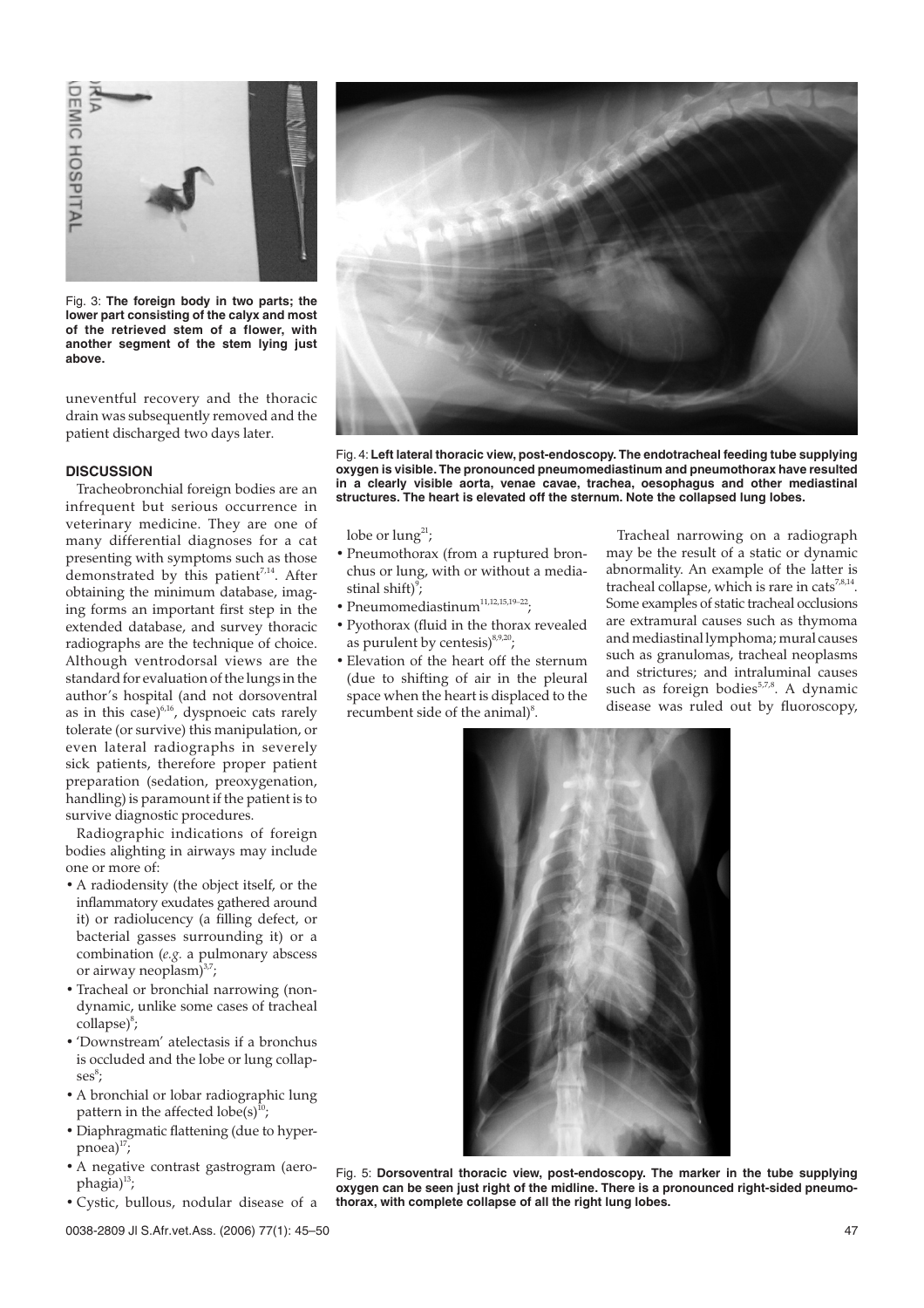Fig. 3: **The foreign body in two parts; the lower part consisting of the calyx and most of the retrieved stem of a flower, with another segment of the stem lying just above.**

uneventful recovery and the thoracic drain was subsequently removed and the patient discharged two days later.

Fig. 4: **Left lateral thoracic view, post-endoscopy. The endotracheal feeding tube supplying oxygen is visible. The pronounced pneumomediastinum and pneumothorax have resulted in a clearly visible aorta, venae cavae, trachea, oesophagus and other mediastinal structures. The heart is elevated off the sternum. Note the collapsed lung lobes.**

## DISCUSSION

Tracheobronchial foreign bodies are an infrequent but serious occurrence in veterinary medicine. They are one of many differential diagnoses for a cat presenting with symptoms such as those demonstrated by this patient[7,14]. After obtaining the minimum database, imaging forms an important first step in the extended database, and survey thoracic radiographs are the technique of choice. Although ventrodorsal views are the standard for evaluation of the lungs in the author's hospital (and not dorsoventral as in this case)[6,16], dyspnoeic cats rarely tolerate (or survive) this manipulation, or even lateral radiographs in severely sick patients, therefore proper patient preparation (sedation, preoxygenation, handling) is paramount if the patient is to survive diagnostic procedures.

Radiographic indications of foreign bodies alighting in airways may include one or more of:

- A radiodensity (the object itself, or the inflammatory exudates gathered around it) or radiolucency (a filling defect, or bacterial gasses surrounding it) or a combination (*e.g.* a pulmonary abscess or airway neoplasm)[3,7];
- Tracheal or bronchial narrowing (non-dynamic, unlike some cases of tracheal collapse)[8];
- 'Downstream' atelectasis if a bronchus is occluded and the lobe or lung collapses[8];
- A bronchial or lobar radiographic lung pattern in the affected lobe(s)[10];
- Diaphragmatic flattening (due to hyperpnoea)[17];
- A negative contrast gastrogram (aerophagia)[13];
- Cystic, bullous, nodular disease of a lobe or lung[21];
- Pneumothorax (from a ruptured bronchus or lung, with or without a mediastinal shift)[9];
- Pneumomediastinum[11,12,15,19–22];
- Pyothorax (fluid in the thorax revealed as purulent by centesis)[8,9,20];
- Elevation of the heart off the sternum (due to shifting of air in the pleural space when the heart is displaced to the recumbent side of the animal)[8].

Tracheal narrowing on a radiograph may be the result of a static or dynamic abnormality. An example of the latter is tracheal collapse, which is rare in cats[7,8,14]. Some examples of static tracheal occlusions are extramural causes such as thymoma and mediastinal lymphoma; mural causes such as granulomas, tracheal neoplasms and strictures; and intraluminal causes such as foreign bodies[5,7,8]. A dynamic disease was ruled out by fluoroscopy,

Fig. 5: **Dorsoventral thoracic view, post-endoscopy. The marker in the tube supplying oxygen can be seen just right of the midline. There is a pronounced right-sided pneumothorax, with complete collapse of all the right lung lobes.**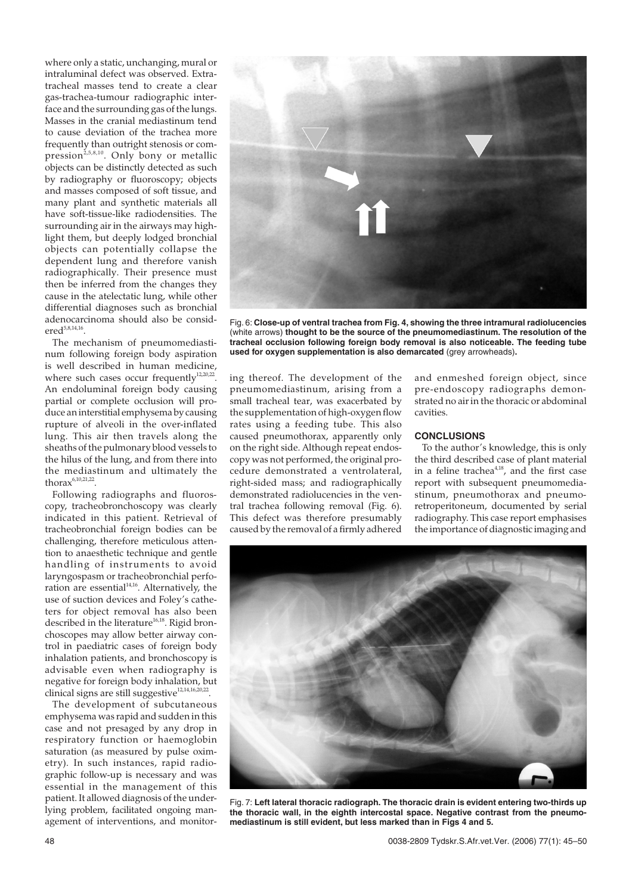where only a static, unchanging, mural or intraluminal defect was observed. Extra-tracheal masses tend to create a clear gas-trachea-tumour radiographic interface and the surrounding gas of the lungs. Masses in the cranial mediastinum tend to cause deviation of the trachea more frequently than outright stenosis or compression[2,5,8,10]. Only bony or metallic objects can be distinctly detected as such by radiography or fluoroscopy; objects and masses composed of soft tissue, and many plant and synthetic materials all have soft-tissue-like radiodensities. The surrounding air in the airways may highlight them, but deeply lodged bronchial objects can potentially collapse the dependent lung and therefore vanish radiographically. Their presence must then be inferred from the changes they cause in the atelectatic lung, while other differential diagnoses such as bronchial adenocarcinoma should also be considered[5,8,14,16].

The mechanism of pneumomediastinum following foreign body aspiration is well described in human medicine, where such cases occur frequently[12,20,22]. An endoluminal foreign body causing partial or complete occlusion will produce an interstitial emphysema by causing rupture of alveoli in the over-inflated lung. This air then travels along the sheaths of the pulmonary blood vessels to the hilus of the lung, and from there into the mediastinum and ultimately the thorax[6,10,21,22].

Following radiographs and fluoroscopy, tracheobronchoscopy was clearly indicated in this patient. Retrieval of tracheobronchial foreign bodies can be challenging, therefore meticulous attention to anaesthetic technique and gentle handling of instruments to avoid laryngospasm or tracheobronchial perforation are essential[14,16]. Alternatively, the use of suction devices and Foley's catheters for object removal has also been described in the literature[16,18]. Rigid bronchoscopes may allow better airway control in paediatric cases of foreign body inhalation patients, and bronchoscopy is advisable even when radiography is negative for foreign body inhalation, but clinical signs are still suggestive[12,14,16,20,22].

The development of subcutaneous emphysema was rapid and sudden in this case and not presaged by any drop in respiratory function or haemoglobin saturation (as measured by pulse oximetry). In such instances, rapid radiographic follow-up is necessary and was essential in the management of this patient. It allowed diagnosis of the underlying problem, facilitated ongoing management of interventions, and monitoring thereof. The development of the pneumomediastinum, arising from a small tracheal tear, was exacerbated by the supplementation of high-oxygen flow rates using a feeding tube. This also caused pneumothorax, apparently only on the right side. Although repeat endoscopy was not performed, the original procedure demonstrated a ventrolateral, right-sided mass; and radiographically demonstrated radiolucencies in the ventral trachea following removal (Fig. 6). This defect was therefore presumably caused by the removal of a firmly adhered and enmeshed foreign object, since pre-endoscopy radiographs demonstrated no air in the thoracic or abdominal cavities.

**Fig. 6: Close-up of ventral trachea from Fig. 4, showing the three intramural radiolucencies** (white arrows) **thought to be the source of the pneumomediastinum. The resolution of the tracheal occlusion following foreign body removal is also noticeable. The feeding tube used for oxygen supplementation is also demarcated** (grey arrowheads)**.**

## CONCLUSIONS

To the author's knowledge, this is only the third described case of plant material in a feline trachea[4,18], and the first case report with subsequent pneumomediastinum, pneumothorax and pneumoretroperitoneum, documented by serial radiography. This case report emphasises the importance of diagnostic imaging and

**Fig. 7: Left lateral thoracic radiograph. The thoracic drain is evident entering two-thirds up the thoracic wall, in the eighth intercostal space. Negative contrast from the pneumomediastinum is still evident, but less marked than in Figs 4 and 5.**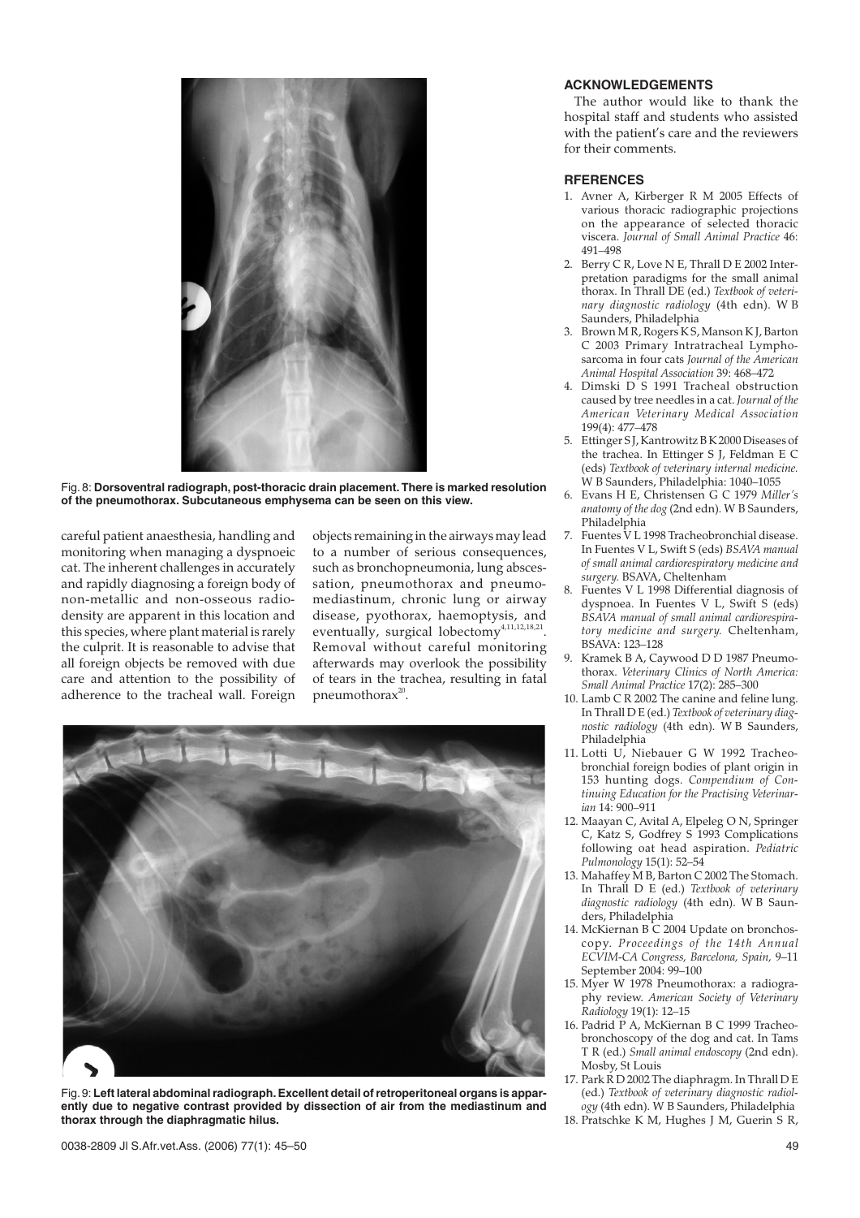Fig. 8: **Dorsoventral radiograph, post-thoracic drain placement. There is marked resolution of the pneumothorax. Subcutaneous emphysema can be seen on this view.**

careful patient anaesthesia, handling and monitoring when managing a dyspnoeic cat. The inherent challenges in accurately and rapidly diagnosing a foreign body of non-metallic and non-osseous radiodensity are apparent in this location and this species, where plant material is rarely the culprit. It is reasonable to advise that all foreign objects be removed with due care and attention to the possibility of adherence to the tracheal wall. Foreign objects remaining in the airways may lead to a number of serious consequences, such as bronchopneumonia, lung abscessation, pneumothorax and pneumomediastinum, chronic lung or airway disease, pyothorax, haemoptysis, and eventually, surgical lobectomy[4,11,12,18,21]. Removal without careful monitoring afterwards may overlook the possibility of tears in the trachea, resulting in fatal pneumothorax[20].

Fig. 9: **Left lateral abdominal radiograph. Excellent detail of retroperitoneal organs is apparently due to negative contrast provided by dissection of air from the mediastinum and thorax through the diaphragmatic hilus.**

## ACKNOWLEDGEMENTS

The author would like to thank the hospital staff and students who assisted with the patient's care and the reviewers for their comments.

## RFERENCES

1. Avner A, Kirberger R M 2005 Effects of various thoracic radiographic projections on the appearance of selected thoracic viscera. *Journal of Small Animal Practice* 46: 491–498
2. Berry C R, Love N E, Thrall D E 2002 Interpretation paradigms for the small animal thorax. In Thrall DE (ed.) *Textbook of veterinary diagnostic radiology* (4th edn). W B Saunders, Philadelphia
3. Brown M R, Rogers K S, Manson K J, Barton C 2003 Primary Intratracheal Lymphosarcoma in four cats *Journal of the American Animal Hospital Association* 39: 468–472
4. Dimski D S 1991 Tracheal obstruction caused by tree needles in a cat. *Journal of the American Veterinary Medical Association* 199(4): 477–478
5. Ettinger S J, Kantrowitz B K 2000 Diseases of the trachea. In Ettinger S J, Feldman E C (eds) *Textbook of veterinary internal medicine.* W B Saunders, Philadelphia: 1040–1055
6. Evans H E, Christensen G C 1979 *Miller's anatomy of the dog* (2nd edn). W B Saunders, Philadelphia
7. Fuentes V L 1998 Tracheobronchial disease. In Fuentes V L, Swift S (eds) *BSAVA manual of small animal cardiorespiratory medicine and surgery.* BSAVA, Cheltenham
8. Fuentes V L 1998 Differential diagnosis of dyspnoea. In Fuentes V L, Swift S (eds) *BSAVA manual of small animal cardiorespiratory medicine and surgery.* Cheltenham, BSAVA: 123–128
9. Kramek B A, Caywood D D 1987 Pneumothorax. *Veterinary Clinics of North America: Small Animal Practice* 17(2): 285–300
10. Lamb C R 2002 The canine and feline lung. In Thrall D E (ed.) *Textbook of veterinary diagnostic radiology* (4th edn). W B Saunders, Philadelphia
11. Lotti U, Niebauer G W 1992 Tracheobronchial foreign bodies of plant origin in 153 hunting dogs. *Compendium of Continuing Education for the Practising Veterinarian* 14: 900–911
12. Maayan C, Avital A, Elpeleg O N, Springer C, Katz S, Godfrey S 1993 Complications following oat head aspiration. *Pediatric Pulmonology* 15(1): 52–54
13. Mahaffey M B, Barton C 2002 The Stomach. In Thrall D E (ed.) *Textbook of veterinary diagnostic radiology* (4th edn). W B Saunders, Philadelphia
14. McKiernan B C 2004 Update on bronchoscopy. *Proceedings of the 14th Annual ECVIM-CA Congress, Barcelona, Spain,* 9–11 September 2004: 99–100
15. Myer W 1978 Pneumothorax: a radiography review. *American Society of Veterinary Radiology* 19(1): 12–15
16. Padrid P A, McKiernan B C 1999 Tracheobronchoscopy of the dog and cat. In Tams T R (ed.) *Small animal endoscopy* (2nd edn). Mosby, St Louis
17. Park R D 2002 The diaphragm. In Thrall D E (ed.) *Textbook of veterinary diagnostic radiology* (4th edn). W B Saunders, Philadelphia
18. Pratschke K M, Hughes J M, Guerin S R,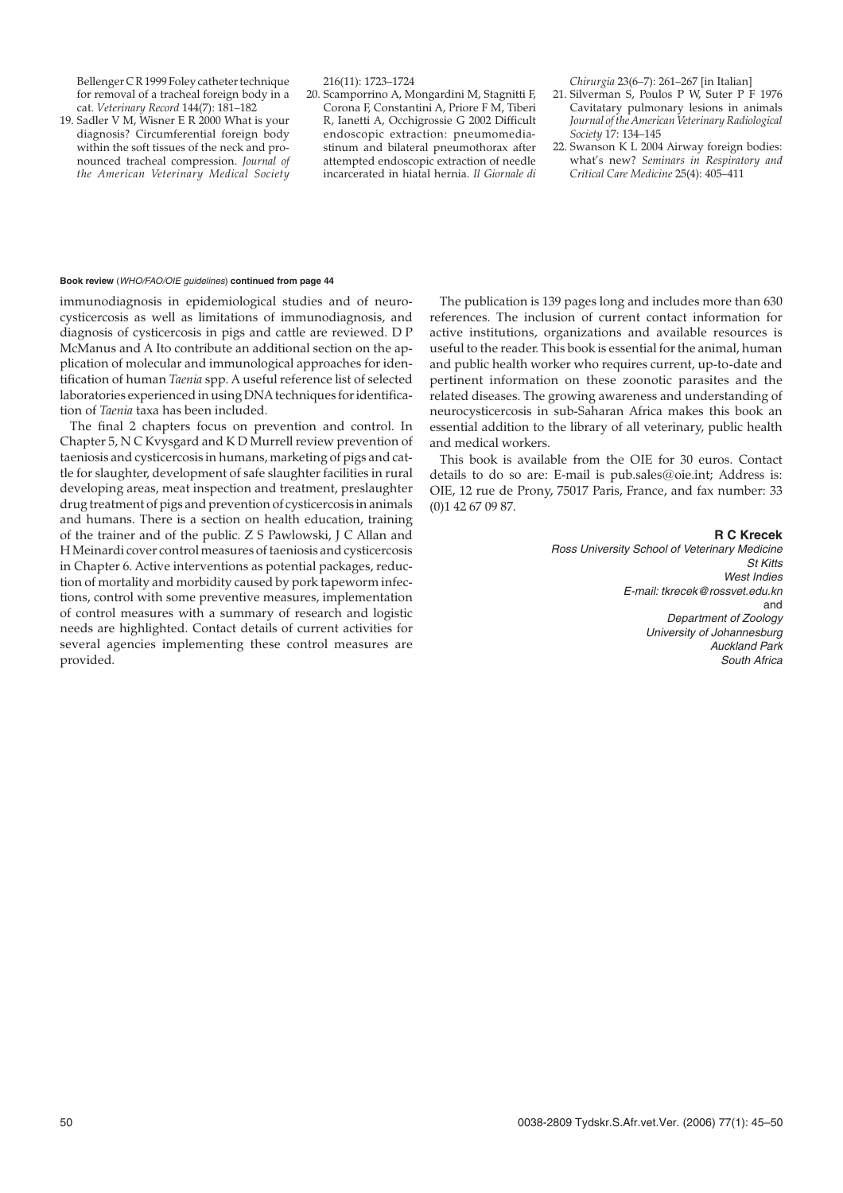Bellenger C R 1999 Foley catheter technique for removal of a tracheal foreign body in a cat. *Veterinary Record* 144(7): 181–182

19. Sadler V M, Wisner E R 2000 What is your diagnosis? Circumferential foreign body within the soft tissues of the neck and pronounced tracheal compression. *Journal of the American Veterinary Medical Society* 216(11): 1723–1724
20. Scamporrino A, Mongardini M, Stagnitti F, Corona F, Constantini A, Priore F M, Tiberi R, Ianetti A, Occhigrossie G 2002 Difficult endoscopic extraction: pneumomediastinum and bilateral pneumothorax after attempted endoscopic extraction of needle incarcerated in hiatal hernia. *Il Giornale di Chirurgia* 23(6–7): 261–267 [in Italian]
21. Silverman S, Poulos P W, Suter P F 1976 Cavitatary pulmonary lesions in animals *Journal of the American Veterinary Radiological Society* 17: 134–145
22. Swanson K L 2004 Airway foreign bodies: what's new? *Seminars in Respiratory and Critical Care Medicine* 25(4): 405–411

**Book review** (*WHO/FAO/OIE guidelines*) **continued from page 44**

immunodiagnosis in epidemiological studies and of neurocysticercosis as well as limitations of immunodiagnosis, and diagnosis of cysticercosis in pigs and cattle are reviewed. D P McManus and A Ito contribute an additional section on the application of molecular and immunological approaches for identification of human *Taenia* spp. A useful reference list of selected laboratories experienced in using DNA techniques for identification of *Taenia* taxa has been included.

The final 2 chapters focus on prevention and control. In Chapter 5, N C Kvysgard and K D Murrell review prevention of taeniosis and cysticercosis in humans, marketing of pigs and cattle for slaughter, development of safe slaughter facilities in rural developing areas, meat inspection and treatment, preslaughter drug treatment of pigs and prevention of cysticercosis in animals and humans. There is a section on health education, training of the trainer and of the public. Z S Pawlowski, J C Allan and H Meinardi cover control measures of taeniosis and cysticercosis in Chapter 6. Active interventions as potential packages, reduction of mortality and morbidity caused by pork tapeworm infections, control with some preventive measures, implementation of control measures with a summary of research and logistic needs are highlighted. Contact details of current activities for several agencies implementing these control measures are provided.

The publication is 139 pages long and includes more than 630 references. The inclusion of current contact information for active institutions, organizations and available resources is useful to the reader. This book is essential for the animal, human and public health worker who requires current, up-to-date and pertinent information on these zoonotic parasites and the related diseases. The growing awareness and understanding of neurocysticercosis in sub-Saharan Africa makes this book an essential addition to the library of all veterinary, public health and medical workers.

This book is available from the OIE for 30 euros. Contact details to do so are: E-mail is pub.sales@oie.int; Address is: OIE, 12 rue de Prony, 75017 Paris, France, and fax number: 33 (0)1 42 67 09 87.

**R C Krecek**
*Ross University School of Veterinary Medicine*
*St Kitts*
*West Indies*
*E-mail: tkrecek@rossvet.edu.kn*
and
*Department of Zoology*
*University of Johannesburg*
*Auckland Park*
*South Africa*